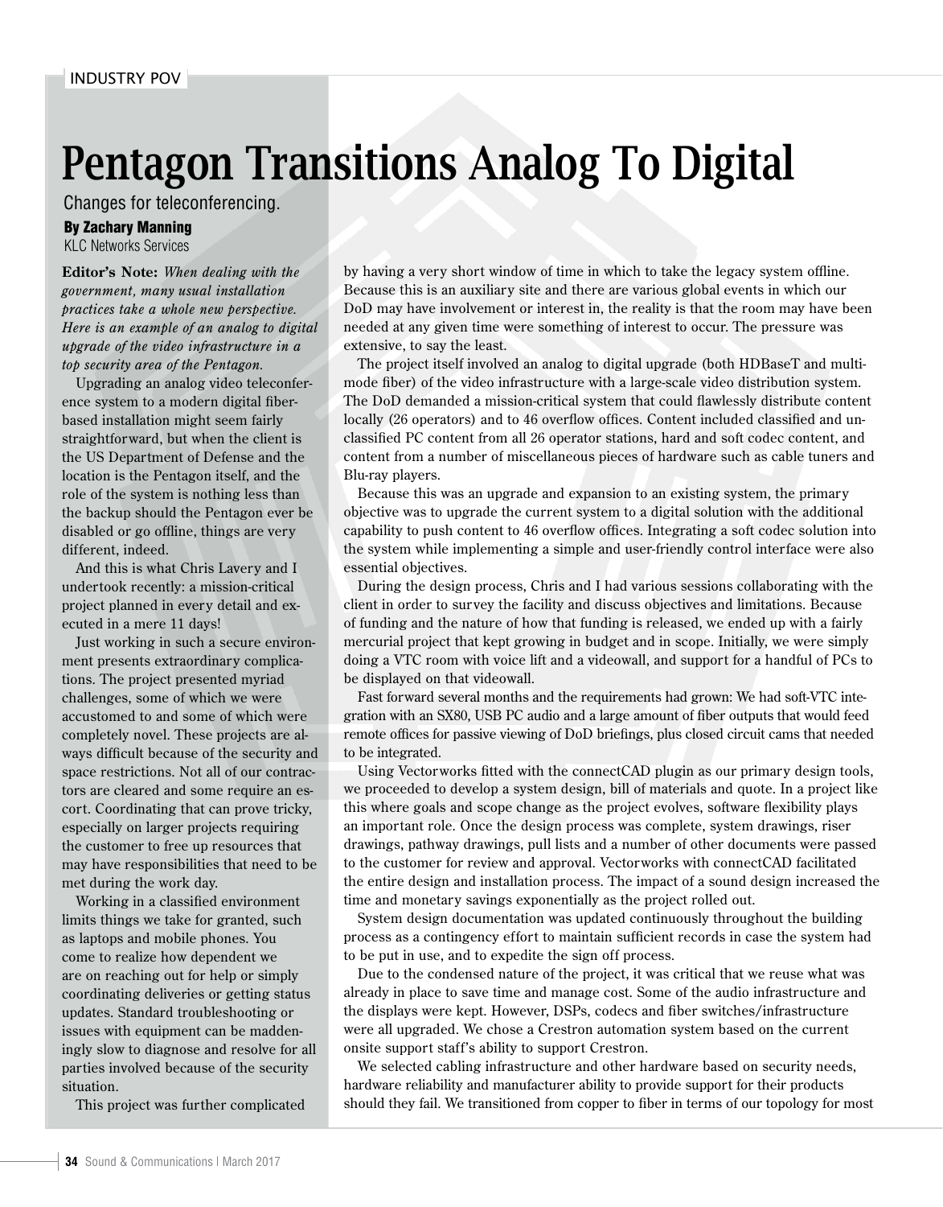INDUSTRY POV

# Pentagon Transitions Analog To Digital

Changes for teleconferencing.

**By Zachary Manning**
KLC Networks Services

**Editor's Note:** *When dealing with the government, many usual installation practices take a whole new perspective. Here is an example of an analog to digital upgrade of the video infrastructure in a top security area of the Pentagon.*

Upgrading an analog video teleconference system to a modern digital fiber-based installation might seem fairly straightforward, but when the client is the US Department of Defense and the location is the Pentagon itself, and the role of the system is nothing less than the backup should the Pentagon ever be disabled or go offline, things are very different, indeed.

And this is what Chris Lavery and I undertook recently: a mission-critical project planned in every detail and executed in a mere 11 days!

Just working in such a secure environment presents extraordinary complications. The project presented myriad challenges, some of which we were accustomed to and some of which were completely novel. These projects are always difficult because of the security and space restrictions. Not all of our contractors are cleared and some require an escort. Coordinating that can prove tricky, especially on larger projects requiring the customer to free up resources that may have responsibilities that need to be met during the work day.

Working in a classified environment limits things we take for granted, such as laptops and mobile phones. You come to realize how dependent we are on reaching out for help or simply coordinating deliveries or getting status updates. Standard troubleshooting or issues with equipment can be maddeningly slow to diagnose and resolve for all parties involved because of the security situation.

This project was further complicated by having a very short window of time in which to take the legacy system offline. Because this is an auxiliary site and there are various global events in which our DoD may have involvement or interest in, the reality is that the room may have been needed at any given time were something of interest to occur. The pressure was extensive, to say the least.

The project itself involved an analog to digital upgrade (both HDBaseT and multimode fiber) of the video infrastructure with a large-scale video distribution system. The DoD demanded a mission-critical system that could flawlessly distribute content locally (26 operators) and to 46 overflow offices. Content included classified and unclassified PC content from all 26 operator stations, hard and soft codec content, and content from a number of miscellaneous pieces of hardware such as cable tuners and Blu-ray players.

Because this was an upgrade and expansion to an existing system, the primary objective was to upgrade the current system to a digital solution with the additional capability to push content to 46 overflow offices. Integrating a soft codec solution into the system while implementing a simple and user-friendly control interface were also essential objectives.

During the design process, Chris and I had various sessions collaborating with the client in order to survey the facility and discuss objectives and limitations. Because of funding and the nature of how that funding is released, we ended up with a fairly mercurial project that kept growing in budget and in scope. Initially, we were simply doing a VTC room with voice lift and a videowall, and support for a handful of PCs to be displayed on that videowall.

Fast forward several months and the requirements had grown: We had soft-VTC integration with an SX80, USB PC audio and a large amount of fiber outputs that would feed remote offices for passive viewing of DoD briefings, plus closed circuit cams that needed to be integrated.

Using Vectorworks fitted with the connectCAD plugin as our primary design tools, we proceeded to develop a system design, bill of materials and quote. In a project like this where goals and scope change as the project evolves, software flexibility plays an important role. Once the design process was complete, system drawings, riser drawings, pathway drawings, pull lists and a number of other documents were passed to the customer for review and approval. Vectorworks with connectCAD facilitated the entire design and installation process. The impact of a sound design increased the time and monetary savings exponentially as the project rolled out.

System design documentation was updated continuously throughout the building process as a contingency effort to maintain sufficient records in case the system had to be put in use, and to expedite the sign off process.

Due to the condensed nature of the project, it was critical that we reuse what was already in place to save time and manage cost. Some of the audio infrastructure and the displays were kept. However, DSPs, codecs and fiber switches/infrastructure were all upgraded. We chose a Crestron automation system based on the current onsite support staff's ability to support Crestron.

We selected cabling infrastructure and other hardware based on security needs, hardware reliability and manufacturer ability to provide support for their products should they fail. We transitioned from copper to fiber in terms of our topology for most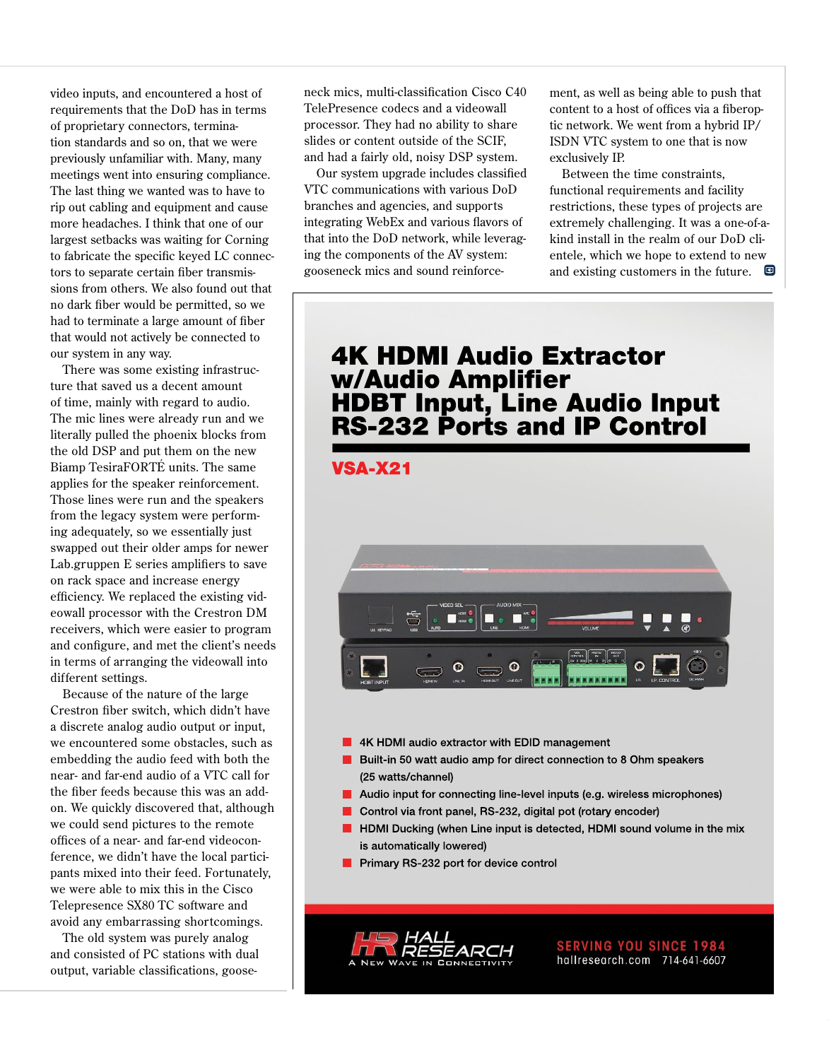video inputs, and encountered a host of requirements that the DoD has in terms of proprietary connectors, termination standards and so on, that we were previously unfamiliar with. Many, many meetings went into ensuring compliance. The last thing we wanted was to have to rip out cabling and equipment and cause more headaches. I think that one of our largest setbacks was waiting for Corning to fabricate the specific keyed LC connectors to separate certain fiber transmissions from others. We also found out that no dark fiber would be permitted, so we had to terminate a large amount of fiber that would not actively be connected to our system in any way.

There was some existing infrastructure that saved us a decent amount of time, mainly with regard to audio. The mic lines were already run and we literally pulled the phoenix blocks from the old DSP and put them on the new Biamp TesiraFORTÉ units. The same applies for the speaker reinforcement. Those lines were run and the speakers from the legacy system were performing adequately, so we essentially just swapped out their older amps for newer Lab.gruppen E series amplifiers to save on rack space and increase energy efficiency. We replaced the existing videowall processor with the Crestron DM receivers, which were easier to program and configure, and met the client's needs in terms of arranging the videowall into different settings.

Because of the nature of the large Crestron fiber switch, which didn't have a discrete analog audio output or input, we encountered some obstacles, such as embedding the audio feed with both the near- and far-end audio of a VTC call for the fiber feeds because this was an add-on. We quickly discovered that, although we could send pictures to the remote offices of a near- and far-end videoconference, we didn't have the local participants mixed into their feed. Fortunately, we were able to mix this in the Cisco Telepresence SX80 TC software and avoid any embarrassing shortcomings.

The old system was purely analog and consisted of PC stations with dual output, variable classifications, gooseneck mics, multi-classification Cisco C40 TelePresence codecs and a videowall processor. They had no ability to share slides or content outside of the SCIF, and had a fairly old, noisy DSP system.

Our system upgrade includes classified VTC communications with various DoD branches and agencies, and supports integrating WebEx and various flavors of that into the DoD network, while leveraging the components of the AV system: gooseneck mics and sound reinforcement, as well as being able to push that content to a host of offices via a fiberoptic network. We went from a hybrid IP/ISDN VTC system to one that is now exclusively IP.

Between the time constraints, functional requirements and facility restrictions, these types of projects are extremely challenging. It was a one-of-a-kind install in the realm of our DoD clientele, which we hope to extend to new and existing customers in the future.

# 4K HDMI Audio Extractor w/Audio Amplifier HDBT Input, Line Audio Input RS-232 Ports and IP Control

**VSA-X21**

- 4K HDMI audio extractor with EDID management
- Built-in 50 watt audio amp for direct connection to 8 Ohm speakers (25 watts/channel)
- Audio input for connecting line-level inputs (e.g. wireless microphones)
- Control via front panel, RS-232, digital pot (rotary encoder)
- HDMI Ducking (when Line input is detected, HDMI sound volume in the mix is automatically lowered)
- Primary RS-232 port for device control

HALL RESEARCH
A New Wave in Connectivity

SERVING YOU SINCE 1984
hallresearch.com 714-641-6607